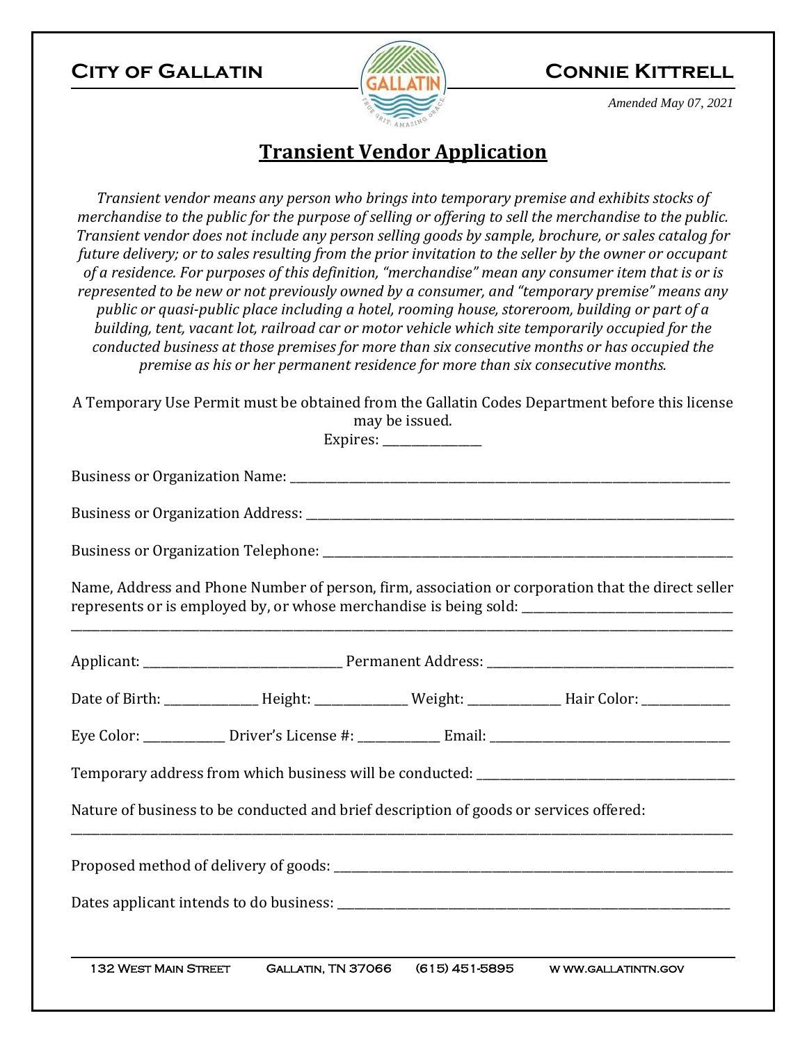**CITY OF GALLATIN** **CONNIE KITTRELL**

*Amended May 07, 2021*

# Transient Vendor Application

*Transient vendor means any person who brings into temporary premise and exhibits stocks of merchandise to the public for the purpose of selling or offering to sell the merchandise to the public. Transient vendor does not include any person selling goods by sample, brochure, or sales catalog for future delivery; or to sales resulting from the prior invitation to the seller by the owner or occupant of a residence. For purposes of this definition, "merchandise" mean any consumer item that is or is represented to be new or not previously owned by a consumer, and "temporary premise" means any public or quasi-public place including a hotel, rooming house, storeroom, building or part of a building, tent, vacant lot, railroad car or motor vehicle which site temporarily occupied for the conducted business at those premises for more than six consecutive months or has occupied the premise as his or her permanent residence for more than six consecutive months.*

A Temporary Use Permit must be obtained from the Gallatin Codes Department before this license may be issued.

Expires: ________________

Business or Organization Name: ______________________________________________

Business or Organization Address: ______________________________________________

Business or Organization Telephone: ______________________________________________

Name, Address and Phone Number of person, firm, association or corporation that the direct seller represents or is employed by, or whose merchandise is being sold: ______________________________
______________________________________________________________________________

Applicant: ______________________ Permanent Address: ______________________________

Date of Birth: ______________ Height: ______________ Weight: ______________ Hair Color: ______________

Eye Color: ______________ Driver's License #: ______________ Email: ______________________________

Temporary address from which business will be conducted: ______________________________

Nature of business to be conducted and brief description of goods or services offered:
______________________________________________________________________________

Proposed method of delivery of goods: ______________________________________________

Dates applicant intends to do business: ______________________________________________

132 West Main Street   Gallatin, TN 37066   (615) 451-5895   www.gallatintn.gov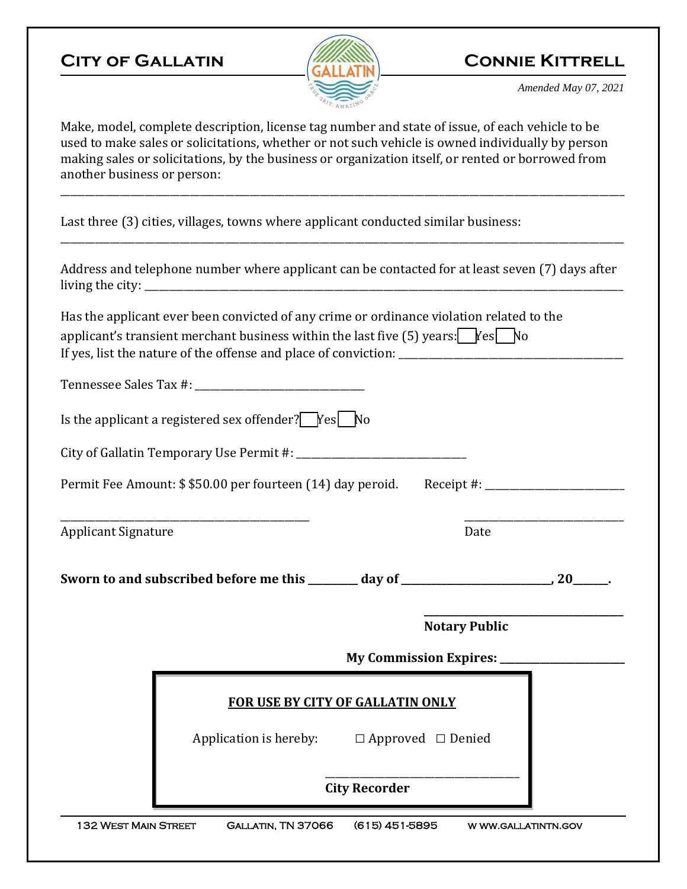Make, model, complete description, license tag number and state of issue, of each vehicle to be used to make sales or solicitations, whether or not such vehicle is owned individually by person making sales or solicitations, by the business or organization itself, or rented or borrowed from another business or person:

_______________________________________________________________________________________________

Last three (3) cities, villages, towns where applicant conducted similar business:

_______________________________________________________________________________________________

Address and telephone number where applicant can be contacted for at least seven (7) days after living the city: _______________________________________________________________________________

Has the applicant ever been convicted of any crime or ordinance violation related to the applicant's transient merchant business within the last five (5) years: ☐ Yes ☐ No

If yes, list the nature of the offense and place of conviction: _______________________________________

Tennessee Sales Tax #: ______________________________

Is the applicant a registered sex offender? ☐ Yes ☐ No

City of Gallatin Temporary Use Permit #: ______________________________

Permit Fee Amount: $ $50.00 per fourteen (14) day peroid. Receipt #: ________________________

_____________________________________________ ______________________________

Applicant Signature Date

**Sworn to and subscribed before me this _________ day of ___________________________, 20______.**

_______________________________________

**Notary Public**

**My Commission Expires: ________________________**

**FOR USE BY CITY OF GALLATIN ONLY**

Application is hereby: ☐ Approved ☐ Denied

_____________________________________

**City Recorder**